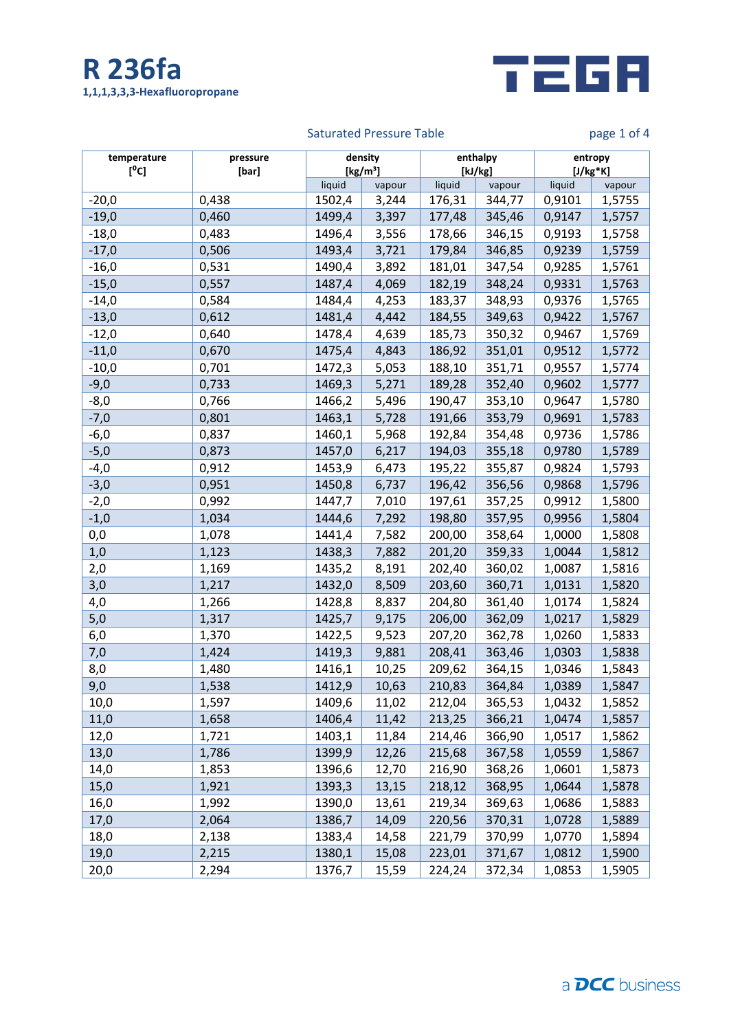# R 236fa

**1,1,1,3,3,3-Hexafluoropropane**

TEGA

Saturated Pressure Table

| temperature [°C] | pressure [bar] | density [kg/m³] | | enthalpy [kJ/kg] | | entropy [J/kg*K] | |
|---|---|---|---|---|---|---|---|
| | | liquid | vapour | liquid | vapour | liquid | vapour |
| -20,0 | 0,438 | 1502,4 | 3,244 | 176,31 | 344,77 | 0,9101 | 1,5755 |
| -19,0 | 0,460 | 1499,4 | 3,397 | 177,48 | 345,46 | 0,9147 | 1,5757 |
| -18,0 | 0,483 | 1496,4 | 3,556 | 178,66 | 346,15 | 0,9193 | 1,5758 |
| -17,0 | 0,506 | 1493,4 | 3,721 | 179,84 | 346,85 | 0,9239 | 1,5759 |
| -16,0 | 0,531 | 1490,4 | 3,892 | 181,01 | 347,54 | 0,9285 | 1,5761 |
| -15,0 | 0,557 | 1487,4 | 4,069 | 182,19 | 348,24 | 0,9331 | 1,5763 |
| -14,0 | 0,584 | 1484,4 | 4,253 | 183,37 | 348,93 | 0,9376 | 1,5765 |
| -13,0 | 0,612 | 1481,4 | 4,442 | 184,55 | 349,63 | 0,9422 | 1,5767 |
| -12,0 | 0,640 | 1478,4 | 4,639 | 185,73 | 350,32 | 0,9467 | 1,5769 |
| -11,0 | 0,670 | 1475,4 | 4,843 | 186,92 | 351,01 | 0,9512 | 1,5772 |
| -10,0 | 0,701 | 1472,3 | 5,053 | 188,10 | 351,71 | 0,9557 | 1,5774 |
| -9,0 | 0,733 | 1469,3 | 5,271 | 189,28 | 352,40 | 0,9602 | 1,5777 |
| -8,0 | 0,766 | 1466,2 | 5,496 | 190,47 | 353,10 | 0,9647 | 1,5780 |
| -7,0 | 0,801 | 1463,1 | 5,728 | 191,66 | 353,79 | 0,9691 | 1,5783 |
| -6,0 | 0,837 | 1460,1 | 5,968 | 192,84 | 354,48 | 0,9736 | 1,5786 |
| -5,0 | 0,873 | 1457,0 | 6,217 | 194,03 | 355,18 | 0,9780 | 1,5789 |
| -4,0 | 0,912 | 1453,9 | 6,473 | 195,22 | 355,87 | 0,9824 | 1,5793 |
| -3,0 | 0,951 | 1450,8 | 6,737 | 196,42 | 356,56 | 0,9868 | 1,5796 |
| -2,0 | 0,992 | 1447,7 | 7,010 | 197,61 | 357,25 | 0,9912 | 1,5800 |
| -1,0 | 1,034 | 1444,6 | 7,292 | 198,80 | 357,95 | 0,9956 | 1,5804 |
| 0,0 | 1,078 | 1441,4 | 7,582 | 200,00 | 358,64 | 1,0000 | 1,5808 |
| 1,0 | 1,123 | 1438,3 | 7,882 | 201,20 | 359,33 | 1,0044 | 1,5812 |
| 2,0 | 1,169 | 1435,2 | 8,191 | 202,40 | 360,02 | 1,0087 | 1,5816 |
| 3,0 | 1,217 | 1432,0 | 8,509 | 203,60 | 360,71 | 1,0131 | 1,5820 |
| 4,0 | 1,266 | 1428,8 | 8,837 | 204,80 | 361,40 | 1,0174 | 1,5824 |
| 5,0 | 1,317 | 1425,7 | 9,175 | 206,00 | 362,09 | 1,0217 | 1,5829 |
| 6,0 | 1,370 | 1422,5 | 9,523 | 207,20 | 362,78 | 1,0260 | 1,5833 |
| 7,0 | 1,424 | 1419,3 | 9,881 | 208,41 | 363,46 | 1,0303 | 1,5838 |
| 8,0 | 1,480 | 1416,1 | 10,25 | 209,62 | 364,15 | 1,0346 | 1,5843 |
| 9,0 | 1,538 | 1412,9 | 10,63 | 210,83 | 364,84 | 1,0389 | 1,5847 |
| 10,0 | 1,597 | 1409,6 | 11,02 | 212,04 | 365,53 | 1,0432 | 1,5852 |
| 11,0 | 1,658 | 1406,4 | 11,42 | 213,25 | 366,21 | 1,0474 | 1,5857 |
| 12,0 | 1,721 | 1403,1 | 11,84 | 214,46 | 366,90 | 1,0517 | 1,5862 |
| 13,0 | 1,786 | 1399,9 | 12,26 | 215,68 | 367,58 | 1,0559 | 1,5867 |
| 14,0 | 1,853 | 1396,6 | 12,70 | 216,90 | 368,26 | 1,0601 | 1,5873 |
| 15,0 | 1,921 | 1393,3 | 13,15 | 218,12 | 368,95 | 1,0644 | 1,5878 |
| 16,0 | 1,992 | 1390,0 | 13,61 | 219,34 | 369,63 | 1,0686 | 1,5883 |
| 17,0 | 2,064 | 1386,7 | 14,09 | 220,56 | 370,31 | 1,0728 | 1,5889 |
| 18,0 | 2,138 | 1383,4 | 14,58 | 221,79 | 370,99 | 1,0770 | 1,5894 |
| 19,0 | 2,215 | 1380,1 | 15,08 | 223,01 | 371,67 | 1,0812 | 1,5900 |
| 20,0 | 2,294 | 1376,7 | 15,59 | 224,24 | 372,34 | 1,0853 | 1,5905 |

a DCC business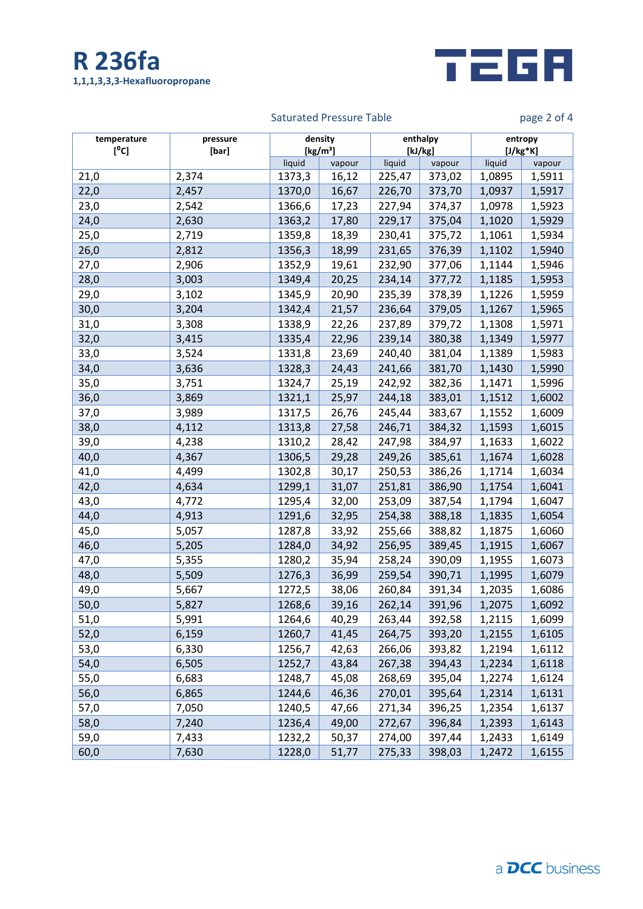# R 236fa

**1,1,1,3,3,3-Hexafluoropropane**

TEGA

Saturated Pressure Table

| temperature [°C] | pressure [bar] | density [kg/m³] | | enthalpy [kJ/kg] | | entropy [J/kg*K] | |
|---|---|---|---|---|---|---|---|
| | | liquid | vapour | liquid | vapour | liquid | vapour |
| 21,0 | 2,374 | 1373,3 | 16,12 | 225,47 | 373,02 | 1,0895 | 1,5911 |
| 22,0 | 2,457 | 1370,0 | 16,67 | 226,70 | 373,70 | 1,0937 | 1,5917 |
| 23,0 | 2,542 | 1366,6 | 17,23 | 227,94 | 374,37 | 1,0978 | 1,5923 |
| 24,0 | 2,630 | 1363,2 | 17,80 | 229,17 | 375,04 | 1,1020 | 1,5929 |
| 25,0 | 2,719 | 1359,8 | 18,39 | 230,41 | 375,72 | 1,1061 | 1,5934 |
| 26,0 | 2,812 | 1356,3 | 18,99 | 231,65 | 376,39 | 1,1102 | 1,5940 |
| 27,0 | 2,906 | 1352,9 | 19,61 | 232,90 | 377,06 | 1,1144 | 1,5946 |
| 28,0 | 3,003 | 1349,4 | 20,25 | 234,14 | 377,72 | 1,1185 | 1,5953 |
| 29,0 | 3,102 | 1345,9 | 20,90 | 235,39 | 378,39 | 1,1226 | 1,5959 |
| 30,0 | 3,204 | 1342,4 | 21,57 | 236,64 | 379,05 | 1,1267 | 1,5965 |
| 31,0 | 3,308 | 1338,9 | 22,26 | 237,89 | 379,72 | 1,1308 | 1,5971 |
| 32,0 | 3,415 | 1335,4 | 22,96 | 239,14 | 380,38 | 1,1349 | 1,5977 |
| 33,0 | 3,524 | 1331,8 | 23,69 | 240,40 | 381,04 | 1,1389 | 1,5983 |
| 34,0 | 3,636 | 1328,3 | 24,43 | 241,66 | 381,70 | 1,1430 | 1,5990 |
| 35,0 | 3,751 | 1324,7 | 25,19 | 242,92 | 382,36 | 1,1471 | 1,5996 |
| 36,0 | 3,869 | 1321,1 | 25,97 | 244,18 | 383,01 | 1,1512 | 1,6002 |
| 37,0 | 3,989 | 1317,5 | 26,76 | 245,44 | 383,67 | 1,1552 | 1,6009 |
| 38,0 | 4,112 | 1313,8 | 27,58 | 246,71 | 384,32 | 1,1593 | 1,6015 |
| 39,0 | 4,238 | 1310,2 | 28,42 | 247,98 | 384,97 | 1,1633 | 1,6022 |
| 40,0 | 4,367 | 1306,5 | 29,28 | 249,26 | 385,61 | 1,1674 | 1,6028 |
| 41,0 | 4,499 | 1302,8 | 30,17 | 250,53 | 386,26 | 1,1714 | 1,6034 |
| 42,0 | 4,634 | 1299,1 | 31,07 | 251,81 | 386,90 | 1,1754 | 1,6041 |
| 43,0 | 4,772 | 1295,4 | 32,00 | 253,09 | 387,54 | 1,1794 | 1,6047 |
| 44,0 | 4,913 | 1291,6 | 32,95 | 254,38 | 388,18 | 1,1835 | 1,6054 |
| 45,0 | 5,057 | 1287,8 | 33,92 | 255,66 | 388,82 | 1,1875 | 1,6060 |
| 46,0 | 5,205 | 1284,0 | 34,92 | 256,95 | 389,45 | 1,1915 | 1,6067 |
| 47,0 | 5,355 | 1280,2 | 35,94 | 258,24 | 390,09 | 1,1955 | 1,6073 |
| 48,0 | 5,509 | 1276,3 | 36,99 | 259,54 | 390,71 | 1,1995 | 1,6079 |
| 49,0 | 5,667 | 1272,5 | 38,06 | 260,84 | 391,34 | 1,2035 | 1,6086 |
| 50,0 | 5,827 | 1268,6 | 39,16 | 262,14 | 391,96 | 1,2075 | 1,6092 |
| 51,0 | 5,991 | 1264,6 | 40,29 | 263,44 | 392,58 | 1,2115 | 1,6099 |
| 52,0 | 6,159 | 1260,7 | 41,45 | 264,75 | 393,20 | 1,2155 | 1,6105 |
| 53,0 | 6,330 | 1256,7 | 42,63 | 266,06 | 393,82 | 1,2194 | 1,6112 |
| 54,0 | 6,505 | 1252,7 | 43,84 | 267,38 | 394,43 | 1,2234 | 1,6118 |
| 55,0 | 6,683 | 1248,7 | 45,08 | 268,69 | 395,04 | 1,2274 | 1,6124 |
| 56,0 | 6,865 | 1244,6 | 46,36 | 270,01 | 395,64 | 1,2314 | 1,6131 |
| 57,0 | 7,050 | 1240,5 | 47,66 | 271,34 | 396,25 | 1,2354 | 1,6137 |
| 58,0 | 7,240 | 1236,4 | 49,00 | 272,67 | 396,84 | 1,2393 | 1,6143 |
| 59,0 | 7,433 | 1232,2 | 50,37 | 274,00 | 397,44 | 1,2433 | 1,6149 |
| 60,0 | 7,630 | 1228,0 | 51,77 | 275,33 | 398,03 | 1,2472 | 1,6155 |

a DCC business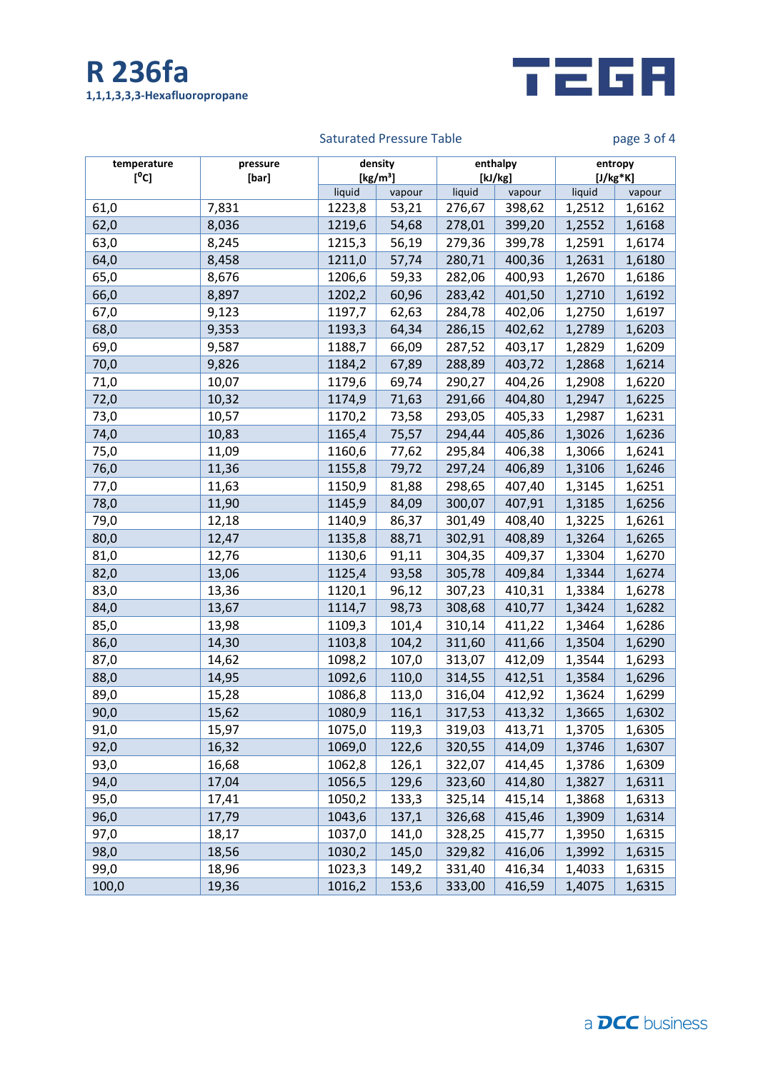# R 236fa

**1,1,1,3,3,3-Hexafluoropropane**

TEGA

Saturated Pressure Table

| temperature [$^0$C] | pressure [bar] | density [kg/m³] | | enthalpy [kJ/kg] | | entropy [J/kg*K] | |
|---|---|---|---|---|---|---|---|
| | | liquid | vapour | liquid | vapour | liquid | vapour |
| 61,0 | 7,831 | 1223,8 | 53,21 | 276,67 | 398,62 | 1,2512 | 1,6162 |
| 62,0 | 8,036 | 1219,6 | 54,68 | 278,01 | 399,20 | 1,2552 | 1,6168 |
| 63,0 | 8,245 | 1215,3 | 56,19 | 279,36 | 399,78 | 1,2591 | 1,6174 |
| 64,0 | 8,458 | 1211,0 | 57,74 | 280,71 | 400,36 | 1,2631 | 1,6180 |
| 65,0 | 8,676 | 1206,6 | 59,33 | 282,06 | 400,93 | 1,2670 | 1,6186 |
| 66,0 | 8,897 | 1202,2 | 60,96 | 283,42 | 401,50 | 1,2710 | 1,6192 |
| 67,0 | 9,123 | 1197,7 | 62,63 | 284,78 | 402,06 | 1,2750 | 1,6197 |
| 68,0 | 9,353 | 1193,3 | 64,34 | 286,15 | 402,62 | 1,2789 | 1,6203 |
| 69,0 | 9,587 | 1188,7 | 66,09 | 287,52 | 403,17 | 1,2829 | 1,6209 |
| 70,0 | 9,826 | 1184,2 | 67,89 | 288,89 | 403,72 | 1,2868 | 1,6214 |
| 71,0 | 10,07 | 1179,6 | 69,74 | 290,27 | 404,26 | 1,2908 | 1,6220 |
| 72,0 | 10,32 | 1174,9 | 71,63 | 291,66 | 404,80 | 1,2947 | 1,6225 |
| 73,0 | 10,57 | 1170,2 | 73,58 | 293,05 | 405,33 | 1,2987 | 1,6231 |
| 74,0 | 10,83 | 1165,4 | 75,57 | 294,44 | 405,86 | 1,3026 | 1,6236 |
| 75,0 | 11,09 | 1160,6 | 77,62 | 295,84 | 406,38 | 1,3066 | 1,6241 |
| 76,0 | 11,36 | 1155,8 | 79,72 | 297,24 | 406,89 | 1,3106 | 1,6246 |
| 77,0 | 11,63 | 1150,9 | 81,88 | 298,65 | 407,40 | 1,3145 | 1,6251 |
| 78,0 | 11,90 | 1145,9 | 84,09 | 300,07 | 407,91 | 1,3185 | 1,6256 |
| 79,0 | 12,18 | 1140,9 | 86,37 | 301,49 | 408,40 | 1,3225 | 1,6261 |
| 80,0 | 12,47 | 1135,8 | 88,71 | 302,91 | 408,89 | 1,3264 | 1,6265 |
| 81,0 | 12,76 | 1130,6 | 91,11 | 304,35 | 409,37 | 1,3304 | 1,6270 |
| 82,0 | 13,06 | 1125,4 | 93,58 | 305,78 | 409,84 | 1,3344 | 1,6274 |
| 83,0 | 13,36 | 1120,1 | 96,12 | 307,23 | 410,31 | 1,3384 | 1,6278 |
| 84,0 | 13,67 | 1114,7 | 98,73 | 308,68 | 410,77 | 1,3424 | 1,6282 |
| 85,0 | 13,98 | 1109,3 | 101,4 | 310,14 | 411,22 | 1,3464 | 1,6286 |
| 86,0 | 14,30 | 1103,8 | 104,2 | 311,60 | 411,66 | 1,3504 | 1,6290 |
| 87,0 | 14,62 | 1098,2 | 107,0 | 313,07 | 412,09 | 1,3544 | 1,6293 |
| 88,0 | 14,95 | 1092,6 | 110,0 | 314,55 | 412,51 | 1,3584 | 1,6296 |
| 89,0 | 15,28 | 1086,8 | 113,0 | 316,04 | 412,92 | 1,3624 | 1,6299 |
| 90,0 | 15,62 | 1080,9 | 116,1 | 317,53 | 413,32 | 1,3665 | 1,6302 |
| 91,0 | 15,97 | 1075,0 | 119,3 | 319,03 | 413,71 | 1,3705 | 1,6305 |
| 92,0 | 16,32 | 1069,0 | 122,6 | 320,55 | 414,09 | 1,3746 | 1,6307 |
| 93,0 | 16,68 | 1062,8 | 126,1 | 322,07 | 414,45 | 1,3786 | 1,6309 |
| 94,0 | 17,04 | 1056,5 | 129,6 | 323,60 | 414,80 | 1,3827 | 1,6311 |
| 95,0 | 17,41 | 1050,2 | 133,3 | 325,14 | 415,14 | 1,3868 | 1,6313 |
| 96,0 | 17,79 | 1043,6 | 137,1 | 326,68 | 415,46 | 1,3909 | 1,6314 |
| 97,0 | 18,17 | 1037,0 | 141,0 | 328,25 | 415,77 | 1,3950 | 1,6315 |
| 98,0 | 18,56 | 1030,2 | 145,0 | 329,82 | 416,06 | 1,3992 | 1,6315 |
| 99,0 | 18,96 | 1023,3 | 149,2 | 331,40 | 416,34 | 1,4033 | 1,6315 |
| 100,0 | 19,36 | 1016,2 | 153,6 | 333,00 | 416,59 | 1,4075 | 1,6315 |

a DCC business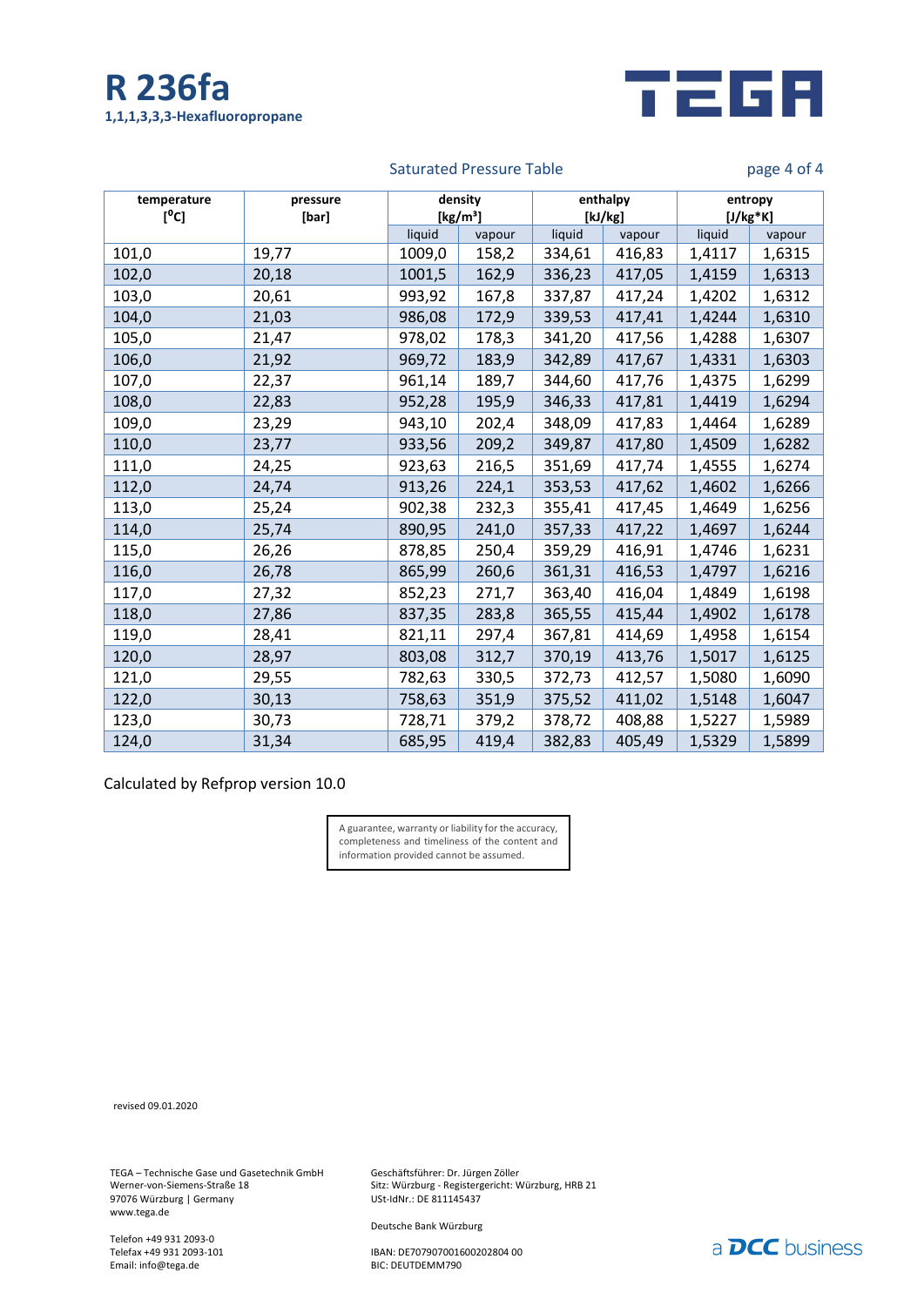# R 236fa

**1,1,1,3,3,3-Hexafluoropropane**

Saturated Pressure Table

| temperature [°C] | pressure [bar] | density [kg/m³] | | enthalpy [kJ/kg] | | entropy [J/kg*K] | |
|---|---|---|---|---|---|---|---|
| | | liquid | vapour | liquid | vapour | liquid | vapour |
| 101,0 | 19,77 | 1009,0 | 158,2 | 334,61 | 416,83 | 1,4117 | 1,6315 |
| 102,0 | 20,18 | 1001,5 | 162,9 | 336,23 | 417,05 | 1,4159 | 1,6313 |
| 103,0 | 20,61 | 993,92 | 167,8 | 337,87 | 417,24 | 1,4202 | 1,6312 |
| 104,0 | 21,03 | 986,08 | 172,9 | 339,53 | 417,41 | 1,4244 | 1,6310 |
| 105,0 | 21,47 | 978,02 | 178,3 | 341,20 | 417,56 | 1,4288 | 1,6307 |
| 106,0 | 21,92 | 969,72 | 183,9 | 342,89 | 417,67 | 1,4331 | 1,6303 |
| 107,0 | 22,37 | 961,14 | 189,7 | 344,60 | 417,76 | 1,4375 | 1,6299 |
| 108,0 | 22,83 | 952,28 | 195,9 | 346,33 | 417,81 | 1,4419 | 1,6294 |
| 109,0 | 23,29 | 943,10 | 202,4 | 348,09 | 417,83 | 1,4464 | 1,6289 |
| 110,0 | 23,77 | 933,56 | 209,2 | 349,87 | 417,80 | 1,4509 | 1,6282 |
| 111,0 | 24,25 | 923,63 | 216,5 | 351,69 | 417,74 | 1,4555 | 1,6274 |
| 112,0 | 24,74 | 913,26 | 224,1 | 353,53 | 417,62 | 1,4602 | 1,6266 |
| 113,0 | 25,24 | 902,38 | 232,3 | 355,41 | 417,45 | 1,4649 | 1,6256 |
| 114,0 | 25,74 | 890,95 | 241,0 | 357,33 | 417,22 | 1,4697 | 1,6244 |
| 115,0 | 26,26 | 878,85 | 250,4 | 359,29 | 416,91 | 1,4746 | 1,6231 |
| 116,0 | 26,78 | 865,99 | 260,6 | 361,31 | 416,53 | 1,4797 | 1,6216 |
| 117,0 | 27,32 | 852,23 | 271,7 | 363,40 | 416,04 | 1,4849 | 1,6198 |
| 118,0 | 27,86 | 837,35 | 283,8 | 365,55 | 415,44 | 1,4902 | 1,6178 |
| 119,0 | 28,41 | 821,11 | 297,4 | 367,81 | 414,69 | 1,4958 | 1,6154 |
| 120,0 | 28,97 | 803,08 | 312,7 | 370,19 | 413,76 | 1,5017 | 1,6125 |
| 121,0 | 29,55 | 782,63 | 330,5 | 372,73 | 412,57 | 1,5080 | 1,6090 |
| 122,0 | 30,13 | 758,63 | 351,9 | 375,52 | 411,02 | 1,5148 | 1,6047 |
| 123,0 | 30,73 | 728,71 | 379,2 | 378,72 | 408,88 | 1,5227 | 1,5989 |
| 124,0 | 31,34 | 685,95 | 419,4 | 382,83 | 405,49 | 1,5329 | 1,5899 |

Calculated by Refprop version 10.0

A guarantee, warranty or liability for the accuracy, completeness and timeliness of the content and information provided cannot be assumed.

revised 09.01.2020

TEGA – Technische Gase und Gasetechnik GmbH
Werner-von-Siemens-Straße 18
97076 Würzburg | Germany
www.tega.de

Telefon +49 931 2093-0
Telefax +49 931 2093-101
Email: info@tega.de

Geschäftsführer: Dr. Jürgen Zöller
Sitz: Würzburg - Registergericht: Würzburg, HRB 21
USt-IdNr.: DE 811145437

Deutsche Bank Würzburg

IBAN: DE70790700160020280400
BIC: DEUTDEMM790

a DCC business